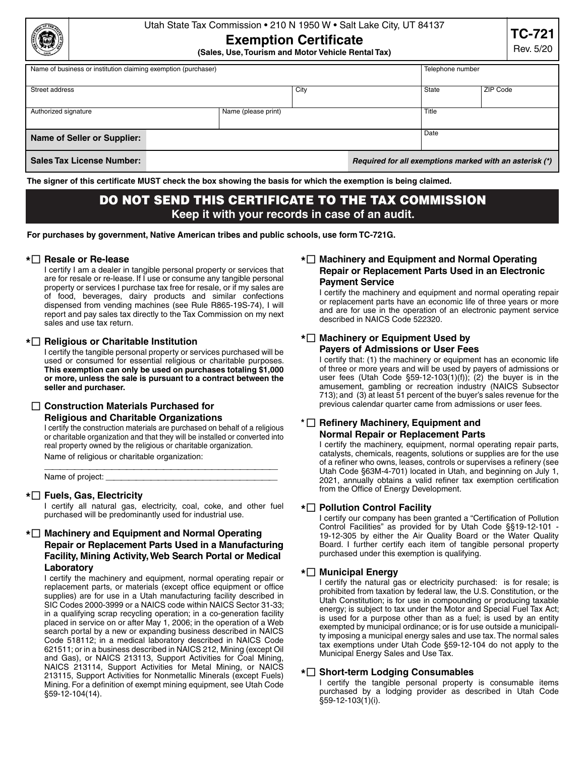Utah State Tax Commission • 210 N 1950 W • Salt Lake City, UT 84137

# Exemption Certificate

**(Sales, Use, Tourism and Motor Vehicle Rental Tax)**

**TC-721**
Rev. 5/20

| Name of business or institution claiming exemption (purchaser) | | | Telephone number | |
|---|---|---|---|---|
| Street address | | City | State | ZIP Code |
| Authorized signature | Name (please print) | | Title | |
| **Name of Seller or Supplier:** | | | Date | |
| **Sales Tax License Number:** | | ***Required for all exemptions marked with an asterisk (*)*** | | |

**The signer of this certificate MUST check the box showing the basis for which the exemption is being claimed.**

## DO NOT SEND THIS CERTIFICATE TO THE TAX COMMISSION

**Keep it with your records in case of an audit.**

**For purchases by government, Native American tribes and public schools, use form TC-721G.**

*☐ **Resale or Re-lease**

I certify I am a dealer in tangible personal property or services that are for resale or re-lease. If I use or consume any tangible personal property or services I purchase tax free for resale, or if my sales are of food, beverages, dairy products and similar confections dispensed from vending machines (see Rule R865-19S-74), I will report and pay sales tax directly to the Tax Commission on my next sales and use tax return.

*☐ **Religious or Charitable Institution**

I certify the tangible personal property or services purchased will be used or consumed for essential religious or charitable purposes. **This exemption can only be used on purchases totaling $1,000 or more, unless the sale is pursuant to a contract between the seller and purchaser.**

☐ **Construction Materials Purchased for Religious and Charitable Organizations**

I certify the construction materials are purchased on behalf of a religious or charitable organization and that they will be installed or converted into real property owned by the religious or charitable organization.

Name of religious or charitable organization: ______________________________

Name of project: ______________________________

*☐ **Fuels, Gas, Electricity**

I certify all natural gas, electricity, coal, coke, and other fuel purchased will be predominantly used for industrial use.

*☐ **Machinery and Equipment and Normal Operating Repair or Replacement Parts Used in a Manufacturing Facility, Mining Activity, Web Search Portal or Medical Laboratory**

I certify the machinery and equipment, normal operating repair or replacement parts, or materials (except office equipment or office supplies) are for use in a Utah manufacturing facility described in SIC Codes 2000-3999 or a NAICS code within NAICS Sector 31-33; in a qualifying scrap recycling operation; in a co-generation facility placed in service on or after May 1, 2006; in the operation of a Web search portal by a new or expanding business described in NAICS Code 518112; in a medical laboratory described in NAICS Code 621511; or in a business described in NAICS 212, Mining (except Oil and Gas), or NAICS 213113, Support Activities for Coal Mining, NAICS 213114, Support Activities for Metal Mining, or NAICS 213115, Support Activities for Nonmetallic Minerals (except Fuels) Mining. For a definition of exempt mining equipment, see Utah Code §59-12-104(14).

*☐ **Machinery and Equipment and Normal Operating Repair or Replacement Parts Used in an Electronic Payment Service**

I certify the machinery and equipment and normal operating repair or replacement parts have an economic life of three years or more and are for use in the operation of an electronic payment service described in NAICS Code 522320.

*☐ **Machinery or Equipment Used by Payers of Admissions or User Fees**

I certify that: (1) the machinery or equipment has an economic life of three or more years and will be used by payers of admissions or user fees (Utah Code §59-12-103(1)(f)); (2) the buyer is in the amusement, gambling or recreation industry (NAICS Subsector 713); and (3) at least 51 percent of the buyer's sales revenue for the previous calendar quarter came from admissions or user fees.

*☐ **Refinery Machinery, Equipment and Normal Repair or Replacement Parts**

I certify the machinery, equipment, normal operating repair parts, catalysts, chemicals, reagents, solutions or supplies are for the use of a refiner who owns, leases, controls or supervises a refinery (see Utah Code §63M-4-701) located in Utah, and beginning on July 1, 2021, annually obtains a valid refiner tax exemption certification from the Office of Energy Development.

*☐ **Pollution Control Facility**

I certify our company has been granted a "Certification of Pollution Control Facilities" as provided for by Utah Code §§19-12-101 - 19-12-305 by either the Air Quality Board or the Water Quality Board. I further certify each item of tangible personal property purchased under this exemption is qualifying.

*☐ **Municipal Energy**

I certify the natural gas or electricity purchased: is for resale; is prohibited from taxation by federal law, the U.S. Constitution, or the Utah Constitution; is for use in compounding or producing taxable energy; is subject to tax under the Motor and Special Fuel Tax Act; is used for a purpose other than as a fuel; is used by an entity exempted by municipal ordinance; or is for use outside a municipality imposing a municipal energy sales and use tax. The normal sales tax exemptions under Utah Code §59-12-104 do not apply to the Municipal Energy Sales and Use Tax.

*☐ **Short-term Lodging Consumables**

I certify the tangible personal property is consumable items purchased by a lodging provider as described in Utah Code §59-12-103(1)(i).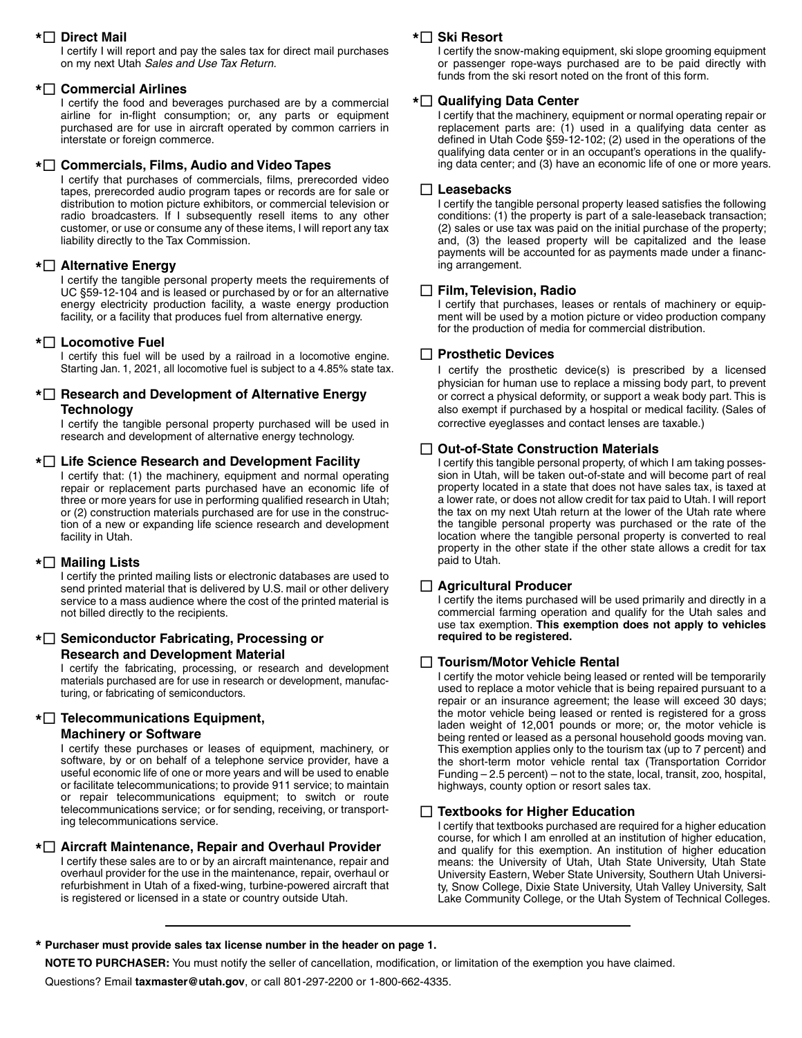**\*☐ Direct Mail**

I certify I will report and pay the sales tax for direct mail purchases on my next Utah *Sales and Use Tax Return.*

**\*☐ Commercial Airlines**

I certify the food and beverages purchased are by a commercial airline for in-flight consumption; or, any parts or equipment purchased are for use in aircraft operated by common carriers in interstate or foreign commerce.

**\*☐ Commercials, Films, Audio and Video Tapes**

I certify that purchases of commercials, films, prerecorded video tapes, prerecorded audio program tapes or records are for sale or distribution to motion picture exhibitors, or commercial television or radio broadcasters. If I subsequently resell items to any other customer, or use or consume any of these items, I will report any tax liability directly to the Tax Commission.

**\*☐ Alternative Energy**

I certify the tangible personal property meets the requirements of UC §59-12-104 and is leased or purchased by or for an alternative energy electricity production facility, a waste energy production facility, or a facility that produces fuel from alternative energy.

**\*☐ Locomotive Fuel**

I certify this fuel will be used by a railroad in a locomotive engine. Starting Jan. 1, 2021, all locomotive fuel is subject to a 4.85% state tax.

**\*☐ Research and Development of Alternative Energy Technology**

I certify the tangible personal property purchased will be used in research and development of alternative energy technology.

**\*☐ Life Science Research and Development Facility**

I certify that: (1) the machinery, equipment and normal operating repair or replacement parts purchased have an economic life of three or more years for use in performing qualified research in Utah; or (2) construction materials purchased are for use in the construction of a new or expanding life science research and development facility in Utah.

**\*☐ Mailing Lists**

I certify the printed mailing lists or electronic databases are used to send printed material that is delivered by U.S. mail or other delivery service to a mass audience where the cost of the printed material is not billed directly to the recipients.

**\*☐ Semiconductor Fabricating, Processing or Research and Development Material**

I certify the fabricating, processing, or research and development materials purchased are for use in research or development, manufacturing, or fabricating of semiconductors.

**\*☐ Telecommunications Equipment, Machinery or Software**

I certify these purchases or leases of equipment, machinery, or software, by or on behalf of a telephone service provider, have a useful economic life of one or more years and will be used to enable or facilitate telecommunications; to provide 911 service; to maintain or repair telecommunications equipment; to switch or route telecommunications service; or for sending, receiving, or transporting telecommunications service.

**\*☐ Aircraft Maintenance, Repair and Overhaul Provider**

I certify these sales are to or by an aircraft maintenance, repair and overhaul provider for the use in the maintenance, repair, overhaul or refurbishment in Utah of a fixed-wing, turbine-powered aircraft that is registered or licensed in a state or country outside Utah.

**\*☐ Ski Resort**

I certify the snow-making equipment, ski slope grooming equipment or passenger rope-ways purchased are to be paid directly with funds from the ski resort noted on the front of this form.

**\*☐ Qualifying Data Center**

I certify that the machinery, equipment or normal operating repair or replacement parts are: (1) used in a qualifying data center as defined in Utah Code §59-12-102; (2) used in the operations of the qualifying data center or in an occupant's operations in the qualifying data center; and (3) have an economic life of one or more years.

**☐ Leasebacks**

I certify the tangible personal property leased satisfies the following conditions: (1) the property is part of a sale-leaseback transaction; (2) sales or use tax was paid on the initial purchase of the property; and, (3) the leased property will be capitalized and the lease payments will be accounted for as payments made under a financing arrangement.

**☐ Film, Television, Radio**

I certify that purchases, leases or rentals of machinery or equipment will be used by a motion picture or video production company for the production of media for commercial distribution.

**☐ Prosthetic Devices**

I certify the prosthetic device(s) is prescribed by a licensed physician for human use to replace a missing body part, to prevent or correct a physical deformity, or support a weak body part. This is also exempt if purchased by a hospital or medical facility. (Sales of corrective eyeglasses and contact lenses are taxable.)

**☐ Out-of-State Construction Materials**

I certify this tangible personal property, of which I am taking possession in Utah, will be taken out-of-state and will become part of real property located in a state that does not have sales tax, is taxed at a lower rate, or does not allow credit for tax paid to Utah. I will report the tax on my next Utah return at the lower of the Utah rate where the tangible personal property was purchased or the rate of the location where the tangible personal property is converted to real property in the other state if the other state allows a credit for tax paid to Utah.

**☐ Agricultural Producer**

I certify the items purchased will be used primarily and directly in a commercial farming operation and qualify for the Utah sales and use tax exemption. **This exemption does not apply to vehicles required to be registered.**

**☐ Tourism/Motor Vehicle Rental**

I certify the motor vehicle being leased or rented will be temporarily used to replace a motor vehicle that is being repaired pursuant to a repair or an insurance agreement; the lease will exceed 30 days; the motor vehicle being leased or rented is registered for a gross laden weight of 12,001 pounds or more; or, the motor vehicle is being rented or leased as a personal household goods moving van. This exemption applies only to the tourism tax (up to 7 percent) and the short-term motor vehicle rental tax (Transportation Corridor Funding – 2.5 percent) – not to the state, local, transit, zoo, hospital, highways, county option or resort sales tax.

**☐ Textbooks for Higher Education**

I certify that textbooks purchased are required for a higher education course, for which I am enrolled at an institution of higher education, and qualify for this exemption. An institution of higher education means: the University of Utah, Utah State University, Utah State University Eastern, Weber State University, Southern Utah University, Snow College, Dixie State University, Utah Valley University, Salt Lake Community College, or the Utah System of Technical Colleges.

---

**\* Purchaser must provide sales tax license number in the header on page 1.**

**NOTE TO PURCHASER:** You must notify the seller of cancellation, modification, or limitation of the exemption you have claimed.

Questions? Email **taxmaster@utah.gov**, or call 801-297-2200 or 1-800-662-4335.